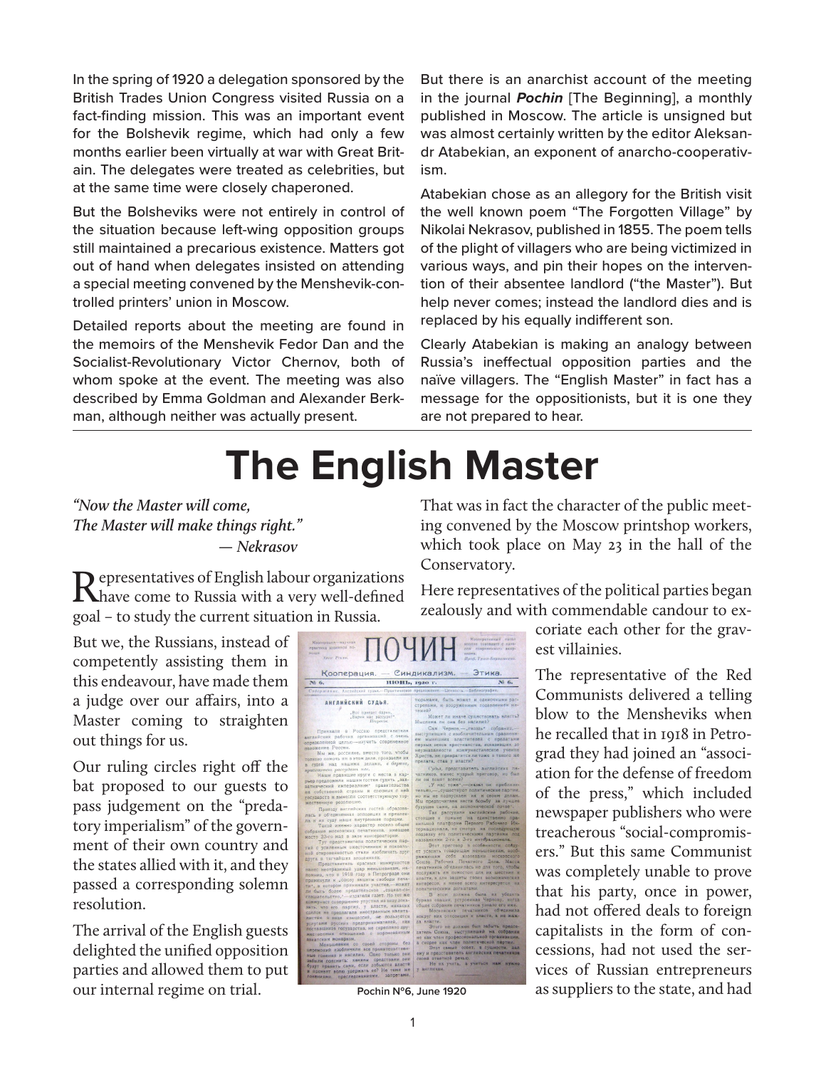In the spring of 1920 a delegation sponsored by the British Trades Union Congress visited Russia on a fact-finding mission. This was an important event for the Bolshevik regime, which had only a few months earlier been virtually at war with Great Britain. The delegates were treated as celebrities, but at the same time were closely chaperoned.

But the Bolsheviks were not entirely in control of the situation because left-wing opposition groups still maintained a precarious existence. Matters got out of hand when delegates insisted on attending a special meeting convened by the Menshevik-controlled printers' union in Moscow.

Detailed reports about the meeting are found in the memoirs of the Menshevik Fedor Dan and the Socialist-Revolutionary Victor Chernov, both of whom spoke at the event. The meeting was also described by Emma Goldman and Alexander Berkman, although neither was actually present.

But there is an anarchist account of the meeting in the journal ***Pochin*** [The Beginning], a monthly published in Moscow. The article is unsigned but was almost certainly written by the editor Aleksandr Atabekian, an exponent of anarcho-cooperativism.

Atabekian chose as an allegory for the British visit the well known poem "The Forgotten Village" by Nikolai Nekrasov, published in 1855. The poem tells of the plight of villagers who are being victimized in various ways, and pin their hopes on the intervention of their absentee landlord ("the Master"). But help never comes; instead the landlord dies and is replaced by his equally indifferent son.

Clearly Atabekian is making an analogy between Russia's ineffectual opposition parties and the naïve villagers. The "English Master" in fact has a message for the oppositionists, but it is one they are not prepared to hear.

---

# The English Master

*"Now the Master will come,*
*The Master will make things right."*
*— Nekrasov*

Representatives of English labour organizations have come to Russia with a very well-defined goal – to study the current situation in Russia.

But we, the Russians, instead of competently assisting them in this endeavour, have made them a judge over our affairs, into a Master coming to straighten out things for us.

Our ruling circles right off the bat proposed to our guests to pass judgement on the "predatory imperialism" of the government of their own country and the states allied with it, and they passed a corresponding solemn resolution.

The arrival of the English guests delighted the unified opposition parties and allowed them to put our internal regime on trial.

Pochin N°6, June 1920

That was in fact the character of the public meeting convened by the Moscow printshop workers, which took place on May 23 in the hall of the Conservatory.

Here representatives of the political parties began zealously and with commendable candour to excoriate each other for the gravest villainies.

The representative of the Red Communists delivered a telling blow to the Mensheviks when he recalled that in 1918 in Petrograd they had joined an "association for the defense of freedom of the press," which included newspaper publishers who were treacherous "social-compromisers." But this same Communist was completely unable to prove that his party, once in power, had not offered deals to foreign capitalists in the form of concessions, had not used the services of Russian entrepreneurs as suppliers to the state, and had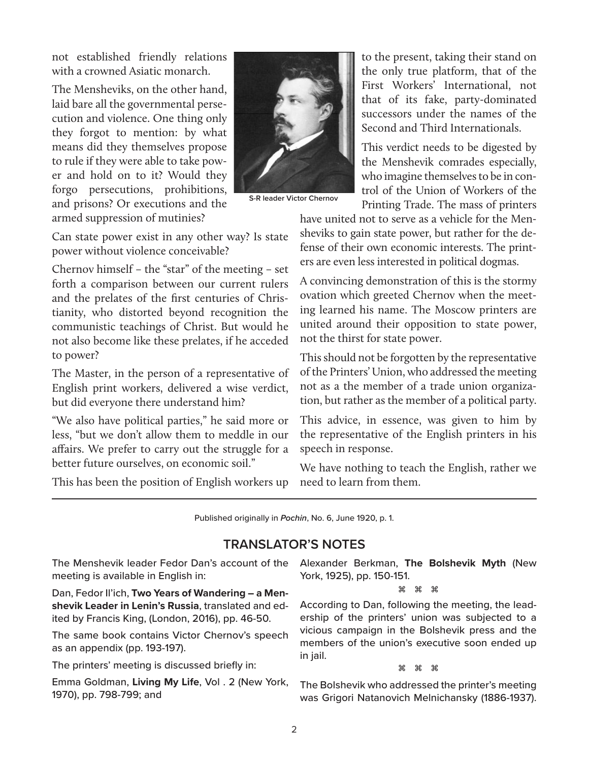not established friendly relations with a crowned Asiatic monarch.

The Mensheviks, on the other hand, laid bare all the governmental persecution and violence. One thing only they forgot to mention: by what means did they themselves propose to rule if they were able to take power and hold on to it? Would they forgo persecutions, prohibitions, and prisons? Or executions and the armed suppression of mutinies?

S-R leader Victor Chernov

Can state power exist in any other way? Is state power without violence conceivable?

Chernov himself – the "star" of the meeting – set forth a comparison between our current rulers and the prelates of the first centuries of Christianity, who distorted beyond recognition the communistic teachings of Christ. But would he not also become like these prelates, if he acceded to power?

The Master, in the person of a representative of English print workers, delivered a wise verdict, but did everyone there understand him?

"We also have political parties," he said more or less, "but we don't allow them to meddle in our affairs. We prefer to carry out the struggle for a better future ourselves, on economic soil."

This has been the position of English workers up to the present, taking their stand on the only true platform, that of the First Workers' International, not that of its fake, party-dominated successors under the names of the Second and Third Internationals.

This verdict needs to be digested by the Menshevik comrades especially, who imagine themselves to be in control of the Union of Workers of the Printing Trade. The mass of printers have united not to serve as a vehicle for the Mensheviks to gain state power, but rather for the defense of their own economic interests. The printers are even less interested in political dogmas.

A convincing demonstration of this is the stormy ovation which greeted Chernov when the meeting learned his name. The Moscow printers are united around their opposition to state power, not the thirst for state power.

This should not be forgotten by the representative of the Printers' Union, who addressed the meeting not as a the member of a trade union organization, but rather as the member of a political party.

This advice, in essence, was given to him by the representative of the English printers in his speech in response.

We have nothing to teach the English, rather we need to learn from them.

---

Published originally in *Pochin*, No. 6, June 1920, p. 1.

## TRANSLATOR'S NOTES

The Menshevik leader Fedor Dan's account of the meeting is available in English in:

Dan, Fedor Il'ich, **Two Years of Wandering – a Menshevik Leader in Lenin's Russia**, translated and edited by Francis King, (London, 2016), pp. 46-50.

The same book contains Victor Chernov's speech as an appendix (pp. 193-197).

The printers' meeting is discussed briefly in:

Emma Goldman, **Living My Life**, Vol . 2 (New York, 1970), pp. 798-799; and

Alexander Berkman, **The Bolshevik Myth** (New York, 1925), pp. 150-151.

⌘ ⌘ ⌘

According to Dan, following the meeting, the leadership of the printers' union was subjected to a vicious campaign in the Bolshevik press and the members of the union's executive soon ended up in jail.

⌘ ⌘ ⌘

The Bolshevik who addressed the printer's meeting was Grigori Natanovich Melnichansky (1886-1937).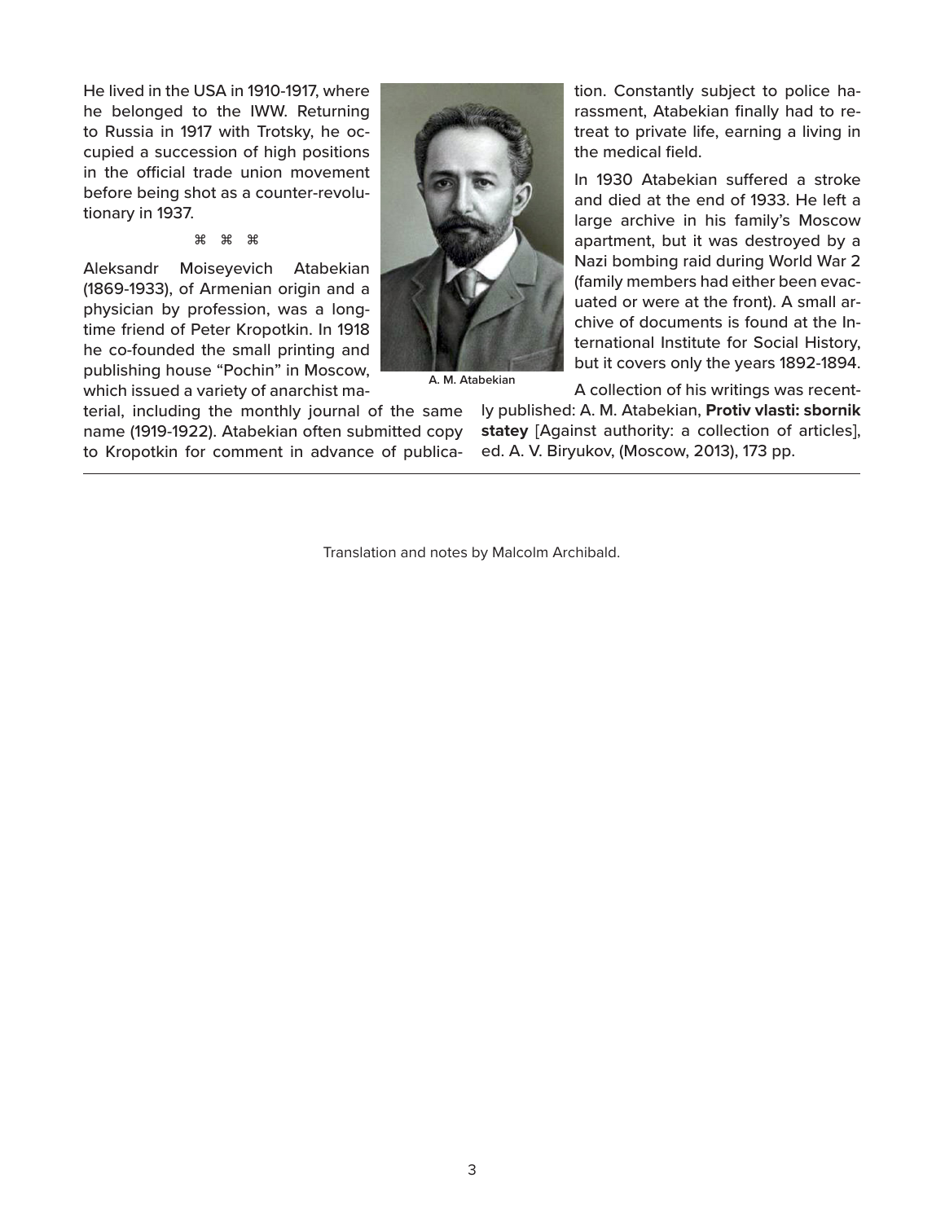He lived in the USA in 1910-1917, where he belonged to the IWW. Returning to Russia in 1917 with Trotsky, he occupied a succession of high positions in the official trade union movement before being shot as a counter-revolutionary in 1937.

⌘ ⌘ ⌘

Aleksandr Moiseyevich Atabekian (1869-1933), of Armenian origin and a physician by profession, was a longtime friend of Peter Kropotkin. In 1918 he co-founded the small printing and publishing house "Pochin" in Moscow, which issued a variety of anarchist material, including the monthly journal of the same name (1919-1922). Atabekian often submitted copy to Kropotkin for comment in advance of publication. Constantly subject to police harassment, Atabekian finally had to retreat to private life, earning a living in the medical field.

A. M. Atabekian

In 1930 Atabekian suffered a stroke and died at the end of 1933. He left a large archive in his family's Moscow apartment, but it was destroyed by a Nazi bombing raid during World War 2 (family members had either been evacuated or were at the front). A small archive of documents is found at the International Institute for Social History, but it covers only the years 1892-1894.

A collection of his writings was recently published: A. M. Atabekian, **Protiv vlasti: sbornik statey** [Against authority: a collection of articles], ed. A. V. Biryukov, (Moscow, 2013), 173 pp.

---

Translation and notes by Malcolm Archibald.